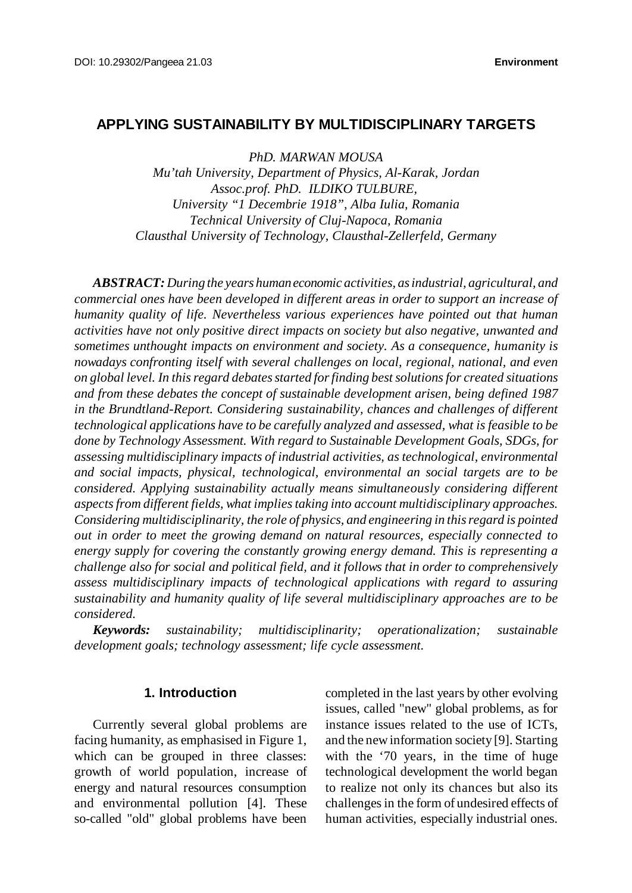# APPLYING SUSTAINABILITY BY MULTIDISCIPLINARY TARGETS

*PhD. MARWAN MOUSA*
*Mu'tah University, Department of Physics, Al-Karak, Jordan*
*Assoc.prof. PhD. ILDIKO TULBURE,*
*University "1 Decembrie 1918", Alba Iulia, Romania*
*Technical University of Cluj-Napoca, Romania*
*Clausthal University of Technology, Clausthal-Zellerfeld, Germany*

***ABSTRACT:*** *During the years human economic activities, as industrial, agricultural, and commercial ones have been developed in different areas in order to support an increase of humanity quality of life. Nevertheless various experiences have pointed out that human activities have not only positive direct impacts on society but also negative, unwanted and sometimes unthought impacts on environment and society. As a consequence, humanity is nowadays confronting itself with several challenges on local, regional, national, and even on global level. In this regard debates started for finding best solutions for created situations and from these debates the concept of sustainable development arisen, being defined 1987 in the Brundtland-Report. Considering sustainability, chances and challenges of different technological applications have to be carefully analyzed and assessed, what is feasible to be done by Technology Assessment. With regard to Sustainable Development Goals, SDGs, for assessing multidisciplinary impacts of industrial activities, as technological, environmental and social impacts, physical, technological, environmental an social targets are to be considered. Applying sustainability actually means simultaneously considering different aspects from different fields, what implies taking into account multidisciplinary approaches. Considering multidisciplinarity, the role of physics, and engineering in this regard is pointed out in order to meet the growing demand on natural resources, especially connected to energy supply for covering the constantly growing energy demand. This is representing a challenge also for social and political field, and it follows that in order to comprehensively assess multidisciplinary impacts of technological applications with regard to assuring sustainability and humanity quality of life several multidisciplinary approaches are to be considered.*

***Keywords:*** *sustainability; multidisciplinarity; operationalization; sustainable development goals; technology assessment; life cycle assessment.*

## 1. Introduction

Currently several global problems are facing humanity, as emphasised in Figure 1, which can be grouped in three classes: growth of world population, increase of energy and natural resources consumption and environmental pollution [4]. These so-called "old" global problems have been completed in the last years by other evolving issues, called "new" global problems, as for instance issues related to the use of ICTs, and the new information society [9]. Starting with the '70 years, in the time of huge technological development the world began to realize not only its chances but also its challenges in the form of undesired effects of human activities, especially industrial ones.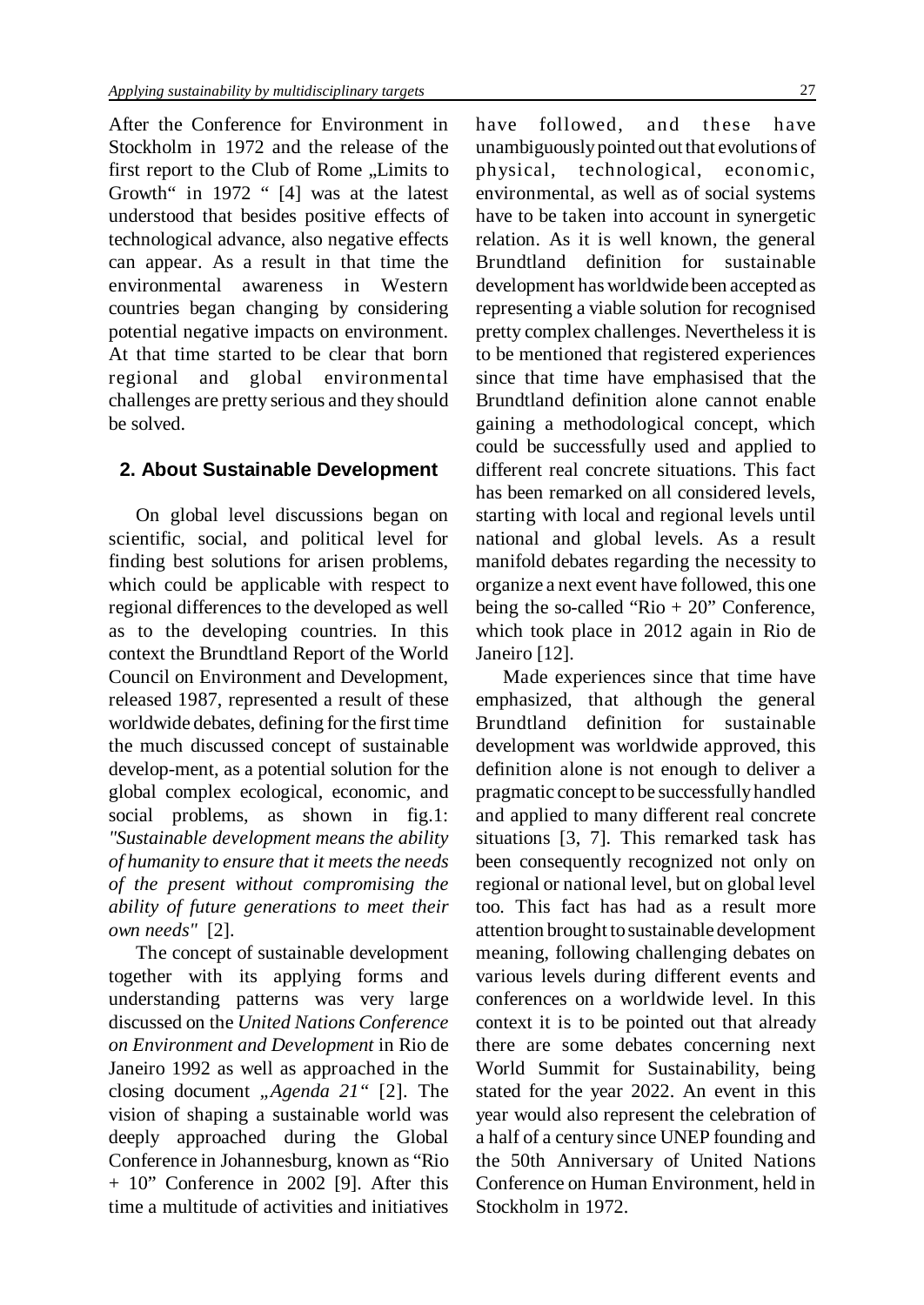After the Conference for Environment in Stockholm in 1972 and the release of the first report to the Club of Rome „Limits to Growth" in 1972 " [4] was at the latest understood that besides positive effects of technological advance, also negative effects can appear. As a result in that time the environmental awareness in Western countries began changing by considering potential negative impacts on environment. At that time started to be clear that born regional and global environmental challenges are pretty serious and they should be solved.

## 2. About Sustainable Development

On global level discussions began on scientific, social, and political level for finding best solutions for arisen problems, which could be applicable with respect to regional differences to the developed as well as to the developing countries. In this context the Brundtland Report of the World Council on Environment and Development, released 1987, represented a result of these worldwide debates, defining for the first time the much discussed concept of sustainable develop-ment, as a potential solution for the global complex ecological, economic, and social problems, as shown in fig.1: *"Sustainable development means the ability of humanity to ensure that it meets the needs of the present without compromising the ability of future generations to meet their own needs"* [2].

The concept of sustainable development together with its applying forms and understanding patterns was very large discussed on the *United Nations Conference on Environment and Development* in Rio de Janeiro 1992 as well as approached in the closing document „*Agenda 21*" [2]. The vision of shaping a sustainable world was deeply approached during the Global Conference in Johannesburg, known as "Rio + 10" Conference in 2002 [9]. After this time a multitude of activities and initiatives have followed, and these have unambiguously pointed out that evolutions of physical, technological, economic, environmental, as well as of social systems have to be taken into account in synergetic relation. As it is well known, the general Brundtland definition for sustainable development has worldwide been accepted as representing a viable solution for recognised pretty complex challenges. Nevertheless it is to be mentioned that registered experiences since that time have emphasised that the Brundtland definition alone cannot enable gaining a methodological concept, which could be successfully used and applied to different real concrete situations. This fact has been remarked on all considered levels, starting with local and regional levels until national and global levels. As a result manifold debates regarding the necessity to organize a next event have followed, this one being the so-called "Rio + 20" Conference, which took place in 2012 again in Rio de Janeiro [12].

Made experiences since that time have emphasized, that although the general Brundtland definition for sustainable development was worldwide approved, this definition alone is not enough to deliver a pragmatic concept to be successfully handled and applied to many different real concrete situations [3, 7]. This remarked task has been consequently recognized not only on regional or national level, but on global level too. This fact has had as a result more attention brought to sustainable development meaning, following challenging debates on various levels during different events and conferences on a worldwide level. In this context it is to be pointed out that already there are some debates concerning next World Summit for Sustainability, being stated for the year 2022. An event in this year would also represent the celebration of a half of a century since UNEP founding and the 50th Anniversary of United Nations Conference on Human Environment, held in Stockholm in 1972.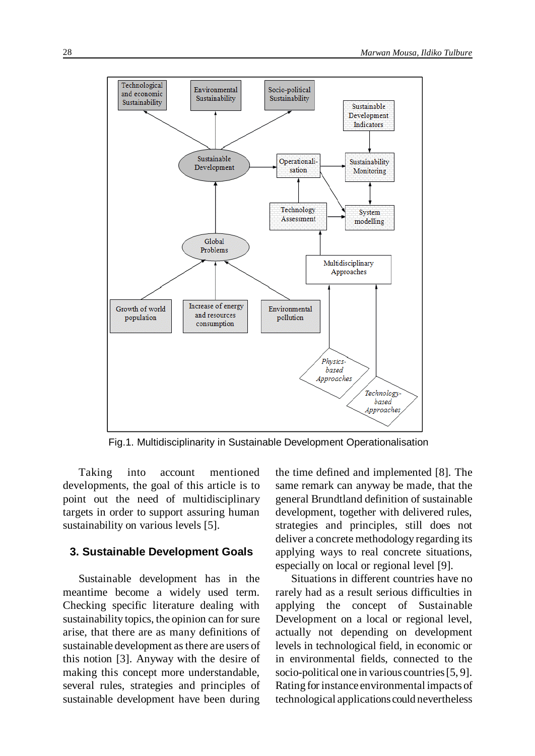Fig.1. Multidisciplinarity in Sustainable Development Operationalisation

Taking into account mentioned developments, the goal of this article is to point out the need of multidisciplinary targets in order to support assuring human sustainability on various levels [5].

## 3. Sustainable Development Goals

Sustainable development has in the meantime become a widely used term. Checking specific literature dealing with sustainability topics, the opinion can for sure arise, that there are as many definitions of sustainable development as there are users of this notion [3]. Anyway with the desire of making this concept more understandable, several rules, strategies and principles of sustainable development have been during the time defined and implemented [8]. The same remark can anyway be made, that the general Brundtland definition of sustainable development, together with delivered rules, strategies and principles, still does not deliver a concrete methodology regarding its applying ways to real concrete situations, especially on local or regional level [9].

Situations in different countries have no rarely had as a result serious difficulties in applying the concept of Sustainable Development on a local or regional level, actually not depending on development levels in technological field, in economic or in environmental fields, connected to the socio-political one in various countries [5, 9]. Rating for instance environmental impacts of technological applications could nevertheless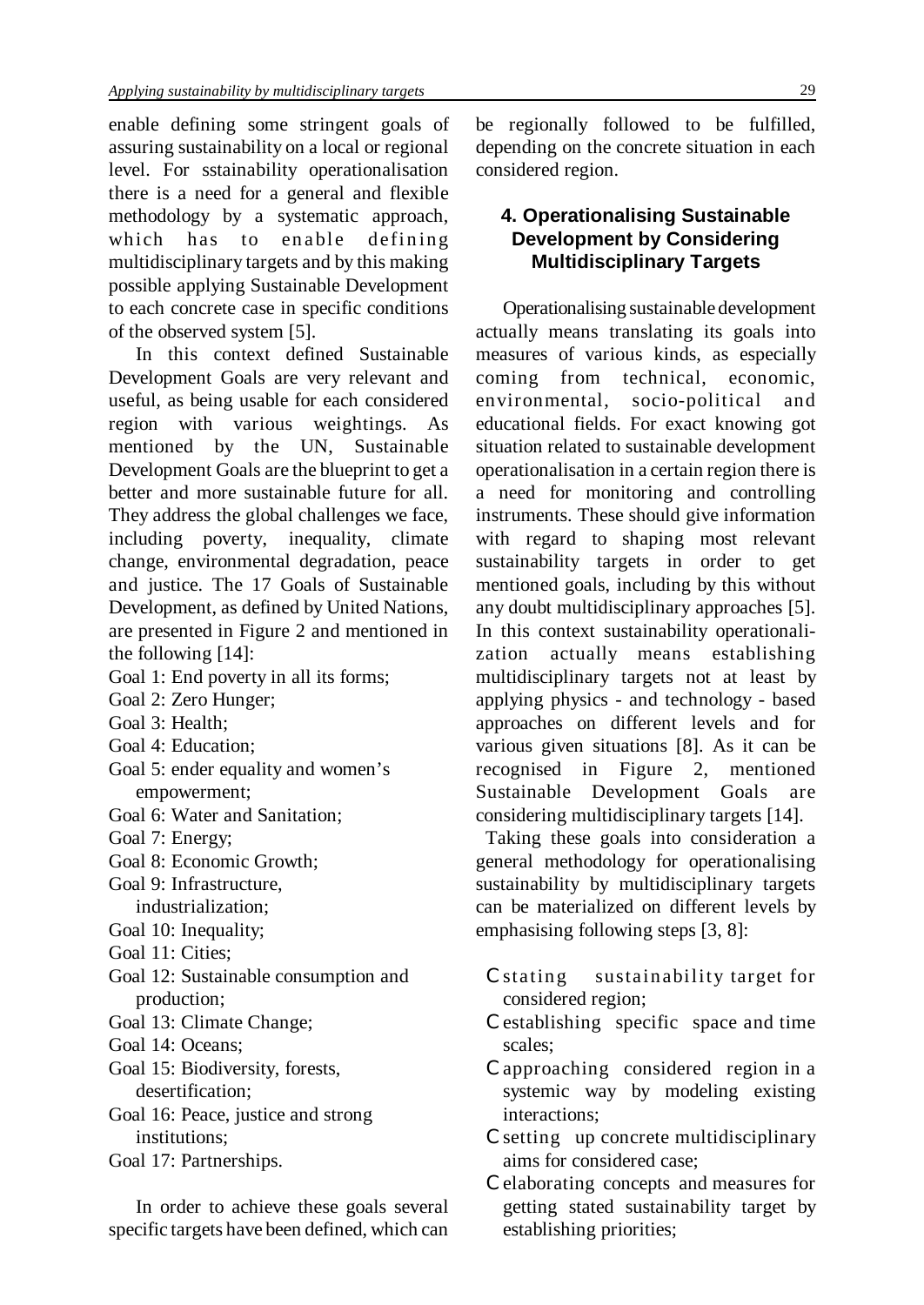enable defining some stringent goals of assuring sustainability on a local or regional level. For sstainability operationalisation there is a need for a general and flexible methodology by a systematic approach, which has to enable defining multidisciplinary targets and by this making possible applying Sustainable Development to each concrete case in specific conditions of the observed system [5].

In this context defined Sustainable Development Goals are very relevant and useful, as being usable for each considered region with various weightings. As mentioned by the UN, Sustainable Development Goals are the blueprint to get a better and more sustainable future for all. They address the global challenges we face, including poverty, inequality, climate change, environmental degradation, peace and justice. The 17 Goals of Sustainable Development, as defined by United Nations, are presented in Figure 2 and mentioned in the following [14]:

Goal 1: End poverty in all its forms;
Goal 2: Zero Hunger;
Goal 3: Health;
Goal 4: Education;
Goal 5: ender equality and women's empowerment;
Goal 6: Water and Sanitation;
Goal 7: Energy;
Goal 8: Economic Growth;
Goal 9: Infrastructure, industrialization;
Goal 10: Inequality;
Goal 11: Cities;
Goal 12: Sustainable consumption and production;
Goal 13: Climate Change;
Goal 14: Oceans;
Goal 15: Biodiversity, forests, desertification;
Goal 16: Peace, justice and strong institutions;
Goal 17: Partnerships.

In order to achieve these goals several specific targets have been defined, which can be regionally followed to be fulfilled, depending on the concrete situation in each considered region.

## 4. Operationalising Sustainable Development by Considering Multidisciplinary Targets

Operationalising sustainable development actually means translating its goals into measures of various kinds, as especially coming from technical, economic, environmental, socio-political and educational fields. For exact knowing got situation related to sustainable development operationalisation in a certain region there is a need for monitoring and controlling instruments. These should give information with regard to shaping most relevant sustainability targets in order to get mentioned goals, including by this without any doubt multidisciplinary approaches [5]. In this context sustainability operationalization actually means establishing multidisciplinary targets not at least by applying physics - and technology - based approaches on different levels and for various given situations [8]. As it can be recognised in Figure 2, mentioned Sustainable Development Goals are considering multidisciplinary targets [14].

Taking these goals into consideration a general methodology for operationalising sustainability by multidisciplinary targets can be materialized on different levels by emphasising following steps [3, 8]:

- stating sustainability target for considered region;
- establishing specific space and time scales;
- approaching considered region in a systemic way by modeling existing interactions;
- setting up concrete multidisciplinary aims for considered case;
- elaborating concepts and measures for getting stated sustainability target by establishing priorities;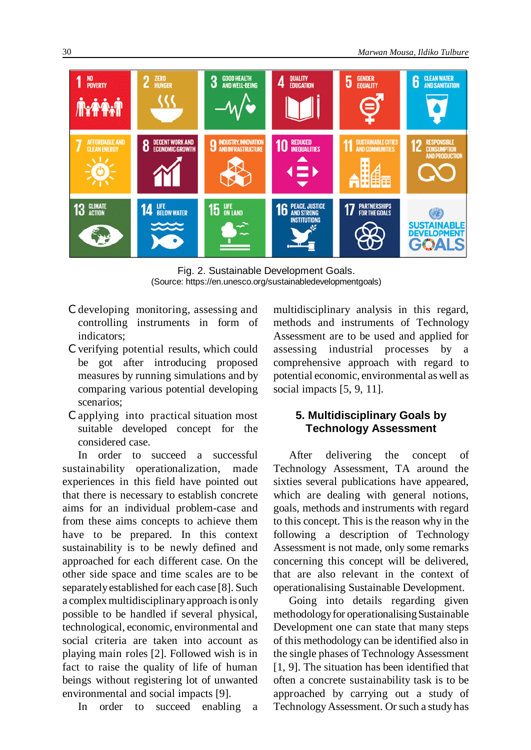Fig. 2. Sustainable Development Goals.
(Source: https://en.unesco.org/sustainabledevelopmentgoals)

- developing monitoring, assessing and controlling instruments in form of indicators;
- verifying potential results, which could be got after introducing proposed measures by running simulations and by comparing various potential developing scenarios;
- applying into practical situation most suitable developed concept for the considered case.

In order to succeed a successful sustainability operationalization, made experiences in this field have pointed out that there is necessary to establish concrete aims for an individual problem-case and from these aims concepts to achieve them have to be prepared. In this context sustainability is to be newly defined and approached for each different case. On the other side space and time scales are to be separately established for each case [8]. Such a complex multidisciplinary approach is only possible to be handled if several physical, technological, economic, environmental and social criteria are taken into account as playing main roles [2]. Followed wish is in fact to raise the quality of life of human beings without registering lot of unwanted environmental and social impacts [9].

In order to succeed enabling a multidisciplinary analysis in this regard, methods and instruments of Technology Assessment are to be used and applied for assessing industrial processes by a comprehensive approach with regard to potential economic, environmental as well as social impacts [5, 9, 11].

## 5. Multidisciplinary Goals by Technology Assessment

After delivering the concept of Technology Assessment, TA around the sixties several publications have appeared, which are dealing with general notions, goals, methods and instruments with regard to this concept. This is the reason why in the following a description of Technology Assessment is not made, only some remarks concerning this concept will be delivered, that are also relevant in the context of operationalising Sustainable Development.

Going into details regarding given methodology for operationalising Sustainable Development one can state that many steps of this methodology can be identified also in the single phases of Technology Assessment [1, 9]. The situation has been identified that often a concrete sustainability task is to be approached by carrying out a study of Technology Assessment. Or such a study has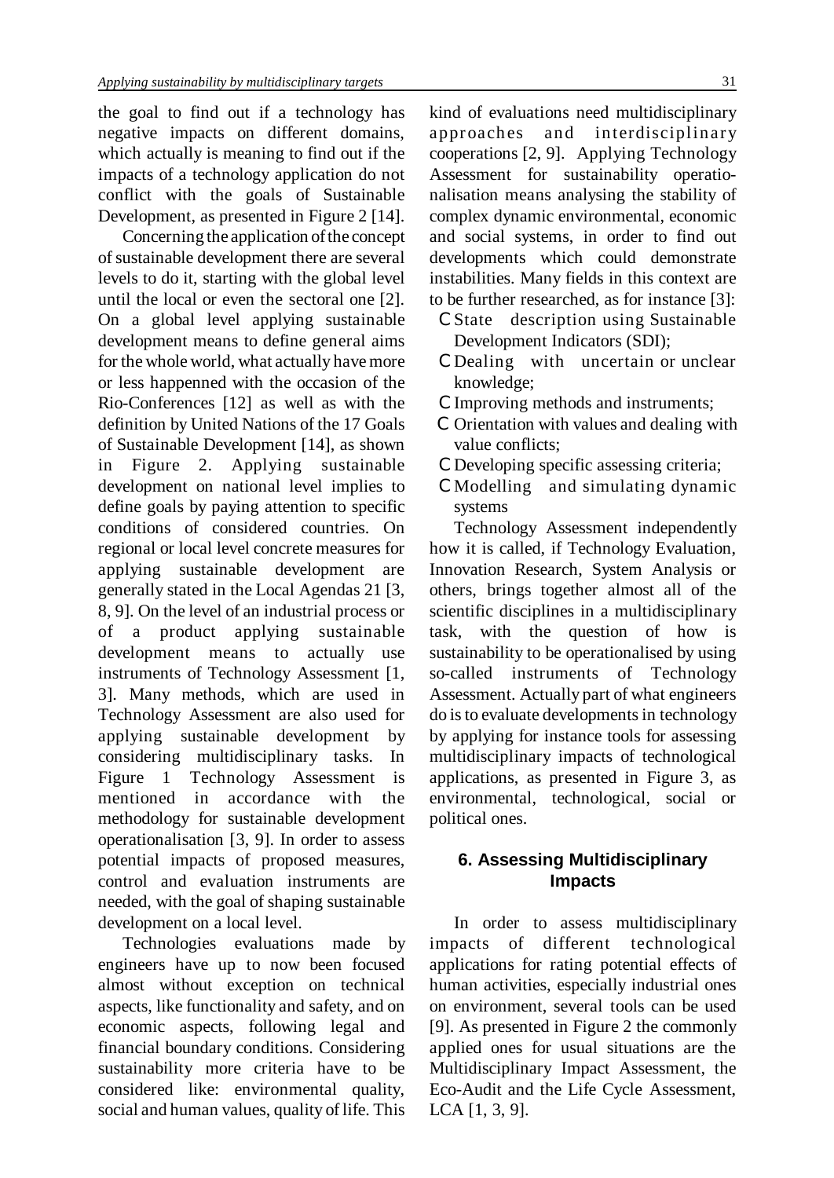the goal to find out if a technology has negative impacts on different domains, which actually is meaning to find out if the impacts of a technology application do not conflict with the goals of Sustainable Development, as presented in Figure 2 [14].

Concerning the application of the concept of sustainable development there are several levels to do it, starting with the global level until the local or even the sectoral one [2]. On a global level applying sustainable development means to define general aims for the whole world, what actually have more or less happenned with the occasion of the Rio-Conferences [12] as well as with the definition by United Nations of the 17 Goals of Sustainable Development [14], as shown in Figure 2. Applying sustainable development on national level implies to define goals by paying attention to specific conditions of considered countries. On regional or local level concrete measures for applying sustainable development are generally stated in the Local Agendas 21 [3, 8, 9]. On the level of an industrial process or of a product applying sustainable development means to actually use instruments of Technology Assessment [1, 3]. Many methods, which are used in Technology Assessment are also used for applying sustainable development by considering multidisciplinary tasks. In Figure 1 Technology Assessment is mentioned in accordance with the methodology for sustainable development operationalisation [3, 9]. In order to assess potential impacts of proposed measures, control and evaluation instruments are needed, with the goal of shaping sustainable development on a local level.

Technologies evaluations made by engineers have up to now been focused almost without exception on technical aspects, like functionality and safety, and on economic aspects, following legal and financial boundary conditions. Considering sustainability more criteria have to be considered like: environmental quality, social and human values, quality of life. This kind of evaluations need multidisciplinary approaches and interdisciplinary cooperations [2, 9]. Applying Technology Assessment for sustainability operationalisation means analysing the stability of complex dynamic environmental, economic and social systems, in order to find out developments which could demonstrate instabilities. Many fields in this context are to be further researched, as for instance [3]:

- State description using Sustainable Development Indicators (SDI);
- Dealing with uncertain or unclear knowledge;
- Improving methods and instruments;
- Orientation with values and dealing with value conflicts;
- Developing specific assessing criteria;
- Modelling and simulating dynamic systems

Technology Assessment independently how it is called, if Technology Evaluation, Innovation Research, System Analysis or others, brings together almost all of the scientific disciplines in a multidisciplinary task, with the question of how is sustainability to be operationalised by using so-called instruments of Technology Assessment. Actually part of what engineers do is to evaluate developments in technology by applying for instance tools for assessing multidisciplinary impacts of technological applications, as presented in Figure 3, as environmental, technological, social or political ones.

## 6. Assessing Multidisciplinary Impacts

In order to assess multidisciplinary impacts of different technological applications for rating potential effects of human activities, especially industrial ones on environment, several tools can be used [9]. As presented in Figure 2 the commonly applied ones for usual situations are the Multidisciplinary Impact Assessment, the Eco-Audit and the Life Cycle Assessment, LCA [1, 3, 9].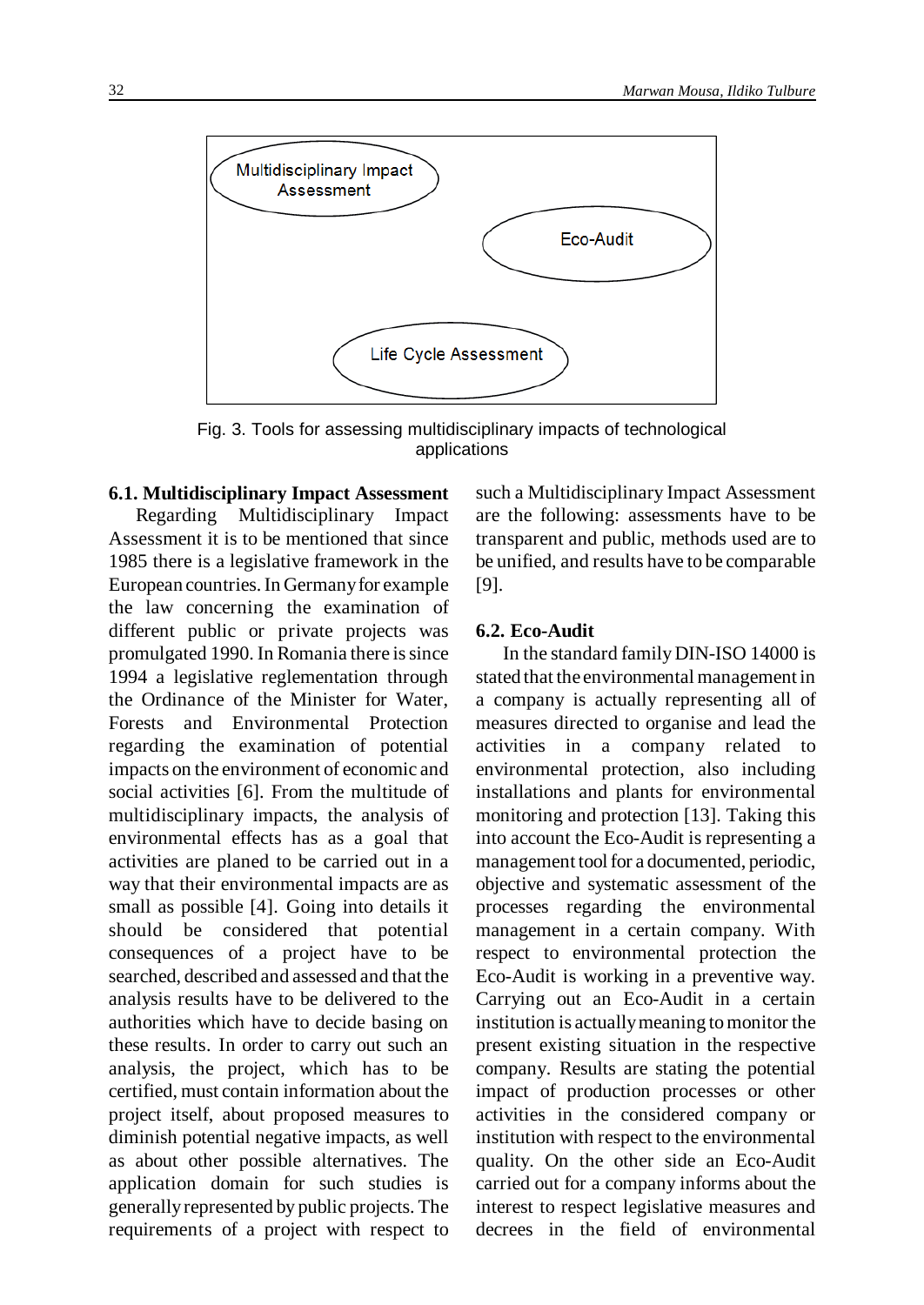Multidisciplinary Impact Assessment

Eco-Audit

Life Cycle Assessment

Fig. 3. Tools for assessing multidisciplinary impacts of technological applications

### 6.1. Multidisciplinary Impact Assessment

Regarding Multidisciplinary Impact Assessment it is to be mentioned that since 1985 there is a legislative framework in the European countries. In Germany for example the law concerning the examination of different public or private projects was promulgated 1990. In Romania there is since 1994 a legislative reglementation through the Ordinance of the Minister for Water, Forests and Environmental Protection regarding the examination of potential impacts on the environment of economic and social activities [6]. From the multitude of multidisciplinary impacts, the analysis of environmental effects has as a goal that activities are planed to be carried out in a way that their environmental impacts are as small as possible [4]. Going into details it should be considered that potential consequences of a project have to be searched, described and assessed and that the analysis results have to be delivered to the authorities which have to decide basing on these results. In order to carry out such an analysis, the project, which has to be certified, must contain information about the project itself, about proposed measures to diminish potential negative impacts, as well as about other possible alternatives. The application domain for such studies is generally represented by public projects. The requirements of a project with respect to such a Multidisciplinary Impact Assessment are the following: assessments have to be transparent and public, methods used are to be unified, and results have to be comparable [9].

### 6.2. Eco-Audit

In the standard family DIN-ISO 14000 is stated that the environmental management in a company is actually representing all of measures directed to organise and lead the activities in a company related to environmental protection, also including installations and plants for environmental monitoring and protection [13]. Taking this into account the Eco-Audit is representing a management tool for a documented, periodic, objective and systematic assessment of the processes regarding the environmental management in a certain company. With respect to environmental protection the Eco-Audit is working in a preventive way. Carrying out an Eco-Audit in a certain institution is actually meaning to monitor the present existing situation in the respective company. Results are stating the potential impact of production processes or other activities in the considered company or institution with respect to the environmental quality. On the other side an Eco-Audit carried out for a company informs about the interest to respect legislative measures and decrees in the field of environmental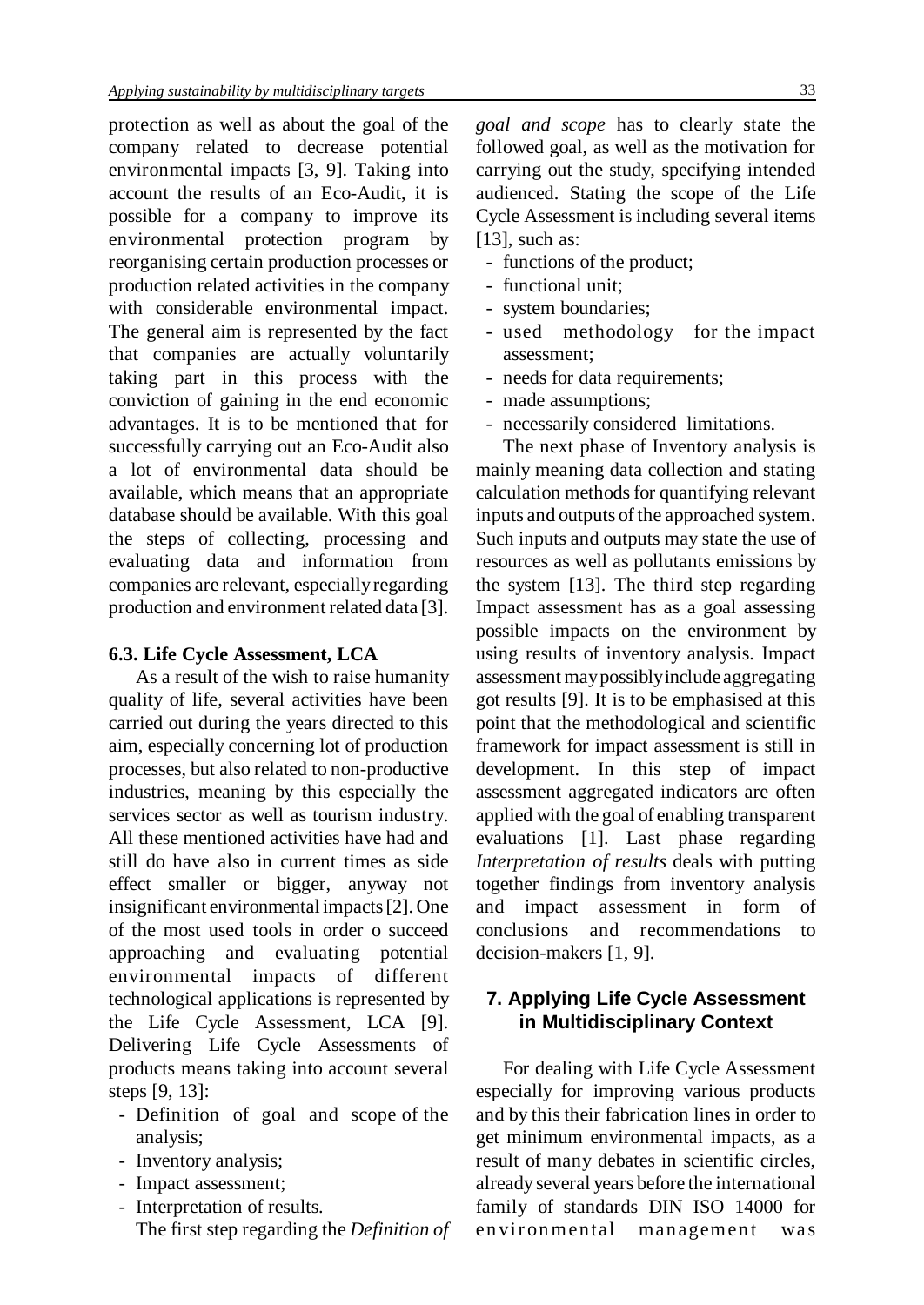protection as well as about the goal of the company related to decrease potential environmental impacts [3, 9]. Taking into account the results of an Eco-Audit, it is possible for a company to improve its environmental protection program by reorganising certain production processes or production related activities in the company with considerable environmental impact. The general aim is represented by the fact that companies are actually voluntarily taking part in this process with the conviction of gaining in the end economic advantages. It is to be mentioned that for successfully carrying out an Eco-Audit also a lot of environmental data should be available, which means that an appropriate database should be available. With this goal the steps of collecting, processing and evaluating data and information from companies are relevant, especially regarding production and environment related data [3].

### 6.3. Life Cycle Assessment, LCA

As a result of the wish to raise humanity quality of life, several activities have been carried out during the years directed to this aim, especially concerning lot of production processes, but also related to non-productive industries, meaning by this especially the services sector as well as tourism industry. All these mentioned activities have had and still do have also in current times as side effect smaller or bigger, anyway not insignificant environmental impacts [2]. One of the most used tools in order o succeed approaching and evaluating potential environmental impacts of different technological applications is represented by the Life Cycle Assessment, LCA [9]. Delivering Life Cycle Assessments of products means taking into account several steps [9, 13]:

- Definition of goal and scope of the analysis;
- Inventory analysis;
- Impact assessment;
- Interpretation of results.

The first step regarding the *Definition of goal and scope* has to clearly state the followed goal, as well as the motivation for carrying out the study, specifying intended audienced. Stating the scope of the Life Cycle Assessment is including several items [13], such as:

- functions of the product;
- functional unit;
- system boundaries;
- used methodology for the impact assessment;
- needs for data requirements;
- made assumptions;
- necessarily considered limitations.

The next phase of Inventory analysis is mainly meaning data collection and stating calculation methods for quantifying relevant inputs and outputs of the approached system. Such inputs and outputs may state the use of resources as well as pollutants emissions by the system [13]. The third step regarding Impact assessment has as a goal assessing possible impacts on the environment by using results of inventory analysis. Impact assessment may possibly include aggregating got results [9]. It is to be emphasised at this point that the methodological and scientific framework for impact assessment is still in development. In this step of impact assessment aggregated indicators are often applied with the goal of enabling transparent evaluations [1]. Last phase regarding *Interpretation of results* deals with putting together findings from inventory analysis and impact assessment in form of conclusions and recommendations to decision-makers [1, 9].

## 7. Applying Life Cycle Assessment in Multidisciplinary Context

For dealing with Life Cycle Assessment especially for improving various products and by this their fabrication lines in order to get minimum environmental impacts, as a result of many debates in scientific circles, already several years before the international family of standards DIN ISO 14000 for environmental management was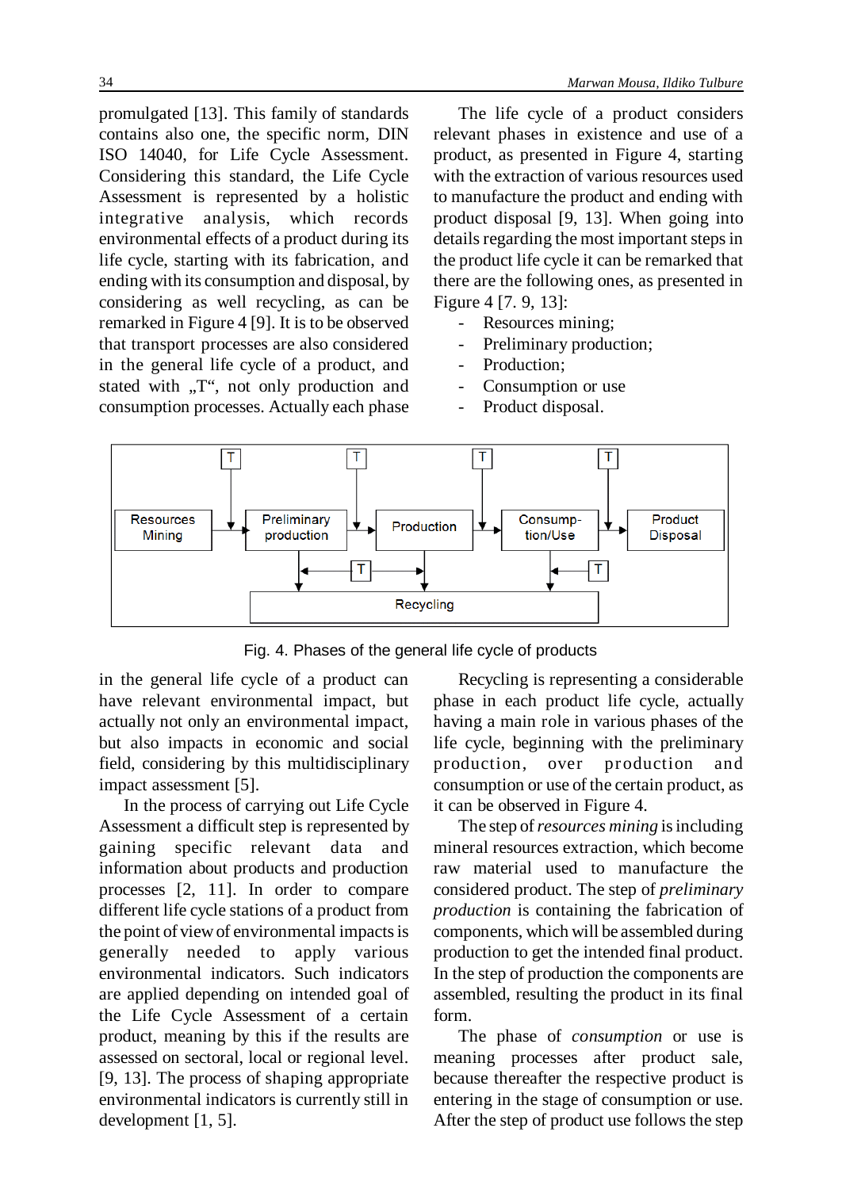promulgated [13]. This family of standards contains also one, the specific norm, DIN ISO 14040, for Life Cycle Assessment. Considering this standard, the Life Cycle Assessment is represented by a holistic integrative analysis, which records environmental effects of a product during its life cycle, starting with its fabrication, and ending with its consumption and disposal, by considering as well recycling, as can be remarked in Figure 4 [9]. It is to be observed that transport processes are also considered in the general life cycle of a product, and stated with „T", not only production and consumption processes. Actually each phase

The life cycle of a product considers relevant phases in existence and use of a product, as presented in Figure 4, starting with the extraction of various resources used to manufacture the product and ending with product disposal [9, 13]. When going into details regarding the most important steps in the product life cycle it can be remarked that there are the following ones, as presented in Figure 4 [7. 9, 13]:

- Resources mining;
- Preliminary production;
- Production;
- Consumption or use
- Product disposal.

Fig. 4. Phases of the general life cycle of products

in the general life cycle of a product can have relevant environmental impact, but actually not only an environmental impact, but also impacts in economic and social field, considering by this multidisciplinary impact assessment [5].

In the process of carrying out Life Cycle Assessment a difficult step is represented by gaining specific relevant data and information about products and production processes [2, 11]. In order to compare different life cycle stations of a product from the point of view of environmental impacts is generally needed to apply various environmental indicators. Such indicators are applied depending on intended goal of the Life Cycle Assessment of a certain product, meaning by this if the results are assessed on sectoral, local or regional level. [9, 13]. The process of shaping appropriate environmental indicators is currently still in development [1, 5].

Recycling is representing a considerable phase in each product life cycle, actually having a main role in various phases of the life cycle, beginning with the preliminary production, over production and consumption or use of the certain product, as it can be observed in Figure 4.

The step of *resources mining* is including mineral resources extraction, which become raw material used to manufacture the considered product. The step of *preliminary production* is containing the fabrication of components, which will be assembled during production to get the intended final product. In the step of production the components are assembled, resulting the product in its final form.

The phase of *consumption* or use is meaning processes after product sale, because thereafter the respective product is entering in the stage of consumption or use. After the step of product use follows the step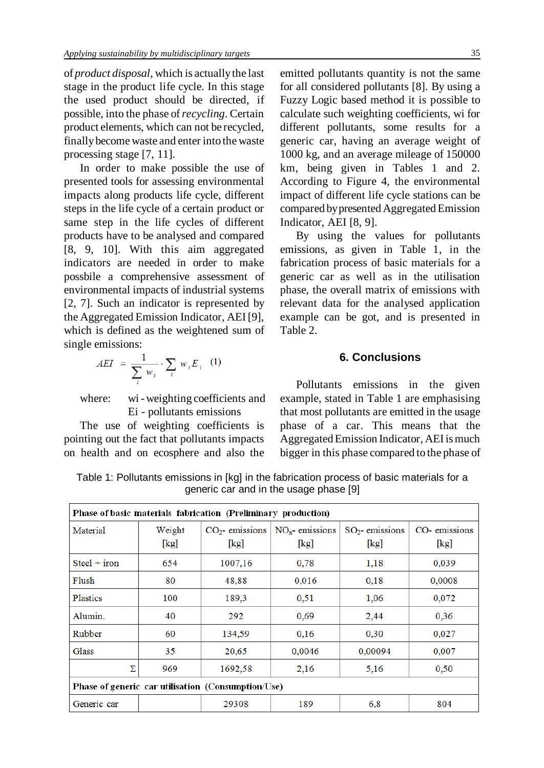of *product disposal*, which is actually the last stage in the product life cycle. In this stage the used product should be directed, if possible, into the phase of *recycling*. Certain product elements, which can not be recycled, finally become waste and enter into the waste processing stage [7, 11].

In order to make possible the use of presented tools for assessing environmental impacts along products life cycle, different steps in the life cycle of a certain product or same step in the life cycles of different products have to be analysed and compared [8, 9, 10]. With this aim aggregated indicators are needed in order to make possbile a comprehensive assessment of environmental impacts of industrial systems [2, 7]. Such an indicator is represented by the Aggregated Emission Indicator, AEI [9], which is defined as the weightened sum of single emissions:

$$AEI = \frac{1}{\sum_i w_i} \cdot \sum_i w_i E_i \quad (1)$$

where: $w_i$ - weighting coefficients and $E_i$ - pollutants emissions

The use of weighting coefficients is pointing out the fact that pollutants impacts on health and on ecosphere and also the emitted pollutants quantity is not the same for all considered pollutants [8]. By using a Fuzzy Logic based method it is possible to calculate such weighting coefficients, $w_i$ for different pollutants, some results for a generic car, having an average weight of 1000 kg, and an average mileage of 150000 km, being given in Tables 1 and 2. According to Figure 4, the environmental impact of different life cycle stations can be compared by presented Aggregated Emission Indicator, AEI [8, 9].

By using the values for pollutants emissions, as given in Table 1, in the fabrication process of basic materials for a generic car as well as in the utilisation phase, the overall matrix of emissions with relevant data for the analysed application example can be got, and is presented in Table 2.

## 6. Conclusions

Pollutants emissions in the given example, stated in Table 1 are emphasising that most pollutants are emitted in the usage phase of a car. This means that the Aggregated Emission Indicator, AEI is much bigger in this phase compared to the phase of

Table 1: Pollutants emissions in [kg] in the fabrication process of basic materials for a generic car and in the usage phase [9]

| **Phase of basic materials fabrication (Preliminary production)** | | | | | |
|---|---|---|---|---|---|
| Material | Weight [kg] | $CO_2$- emissions [kg] | $NO_x$- emissions [kg] | $SO_2$- emissions [kg] | CO- emissions [kg] |
| Steel + iron | 654 | 1007,16 | 0,78 | 1,18 | 0,039 |
| Flush | 80 | 48,88 | 0,016 | 0,18 | 0,0008 |
| Plastics | 100 | 189,3 | 0,51 | 1,06 | 0,072 |
| Alumin. | 40 | 292 | 0,69 | 2,44 | 0,36 |
| Rubber | 60 | 134,59 | 0,16 | 0,30 | 0,027 |
| Glass | 35 | 20,65 | 0,0046 | 0,00094 | 0,007 |
| Σ | 969 | 1692,58 | 2,16 | 5,16 | 0,50 |
| **Phase of generic car utilisation (Consumption/Use)** | | | | | |
| Generic car | | 29308 | 189 | 6,8 | 804 |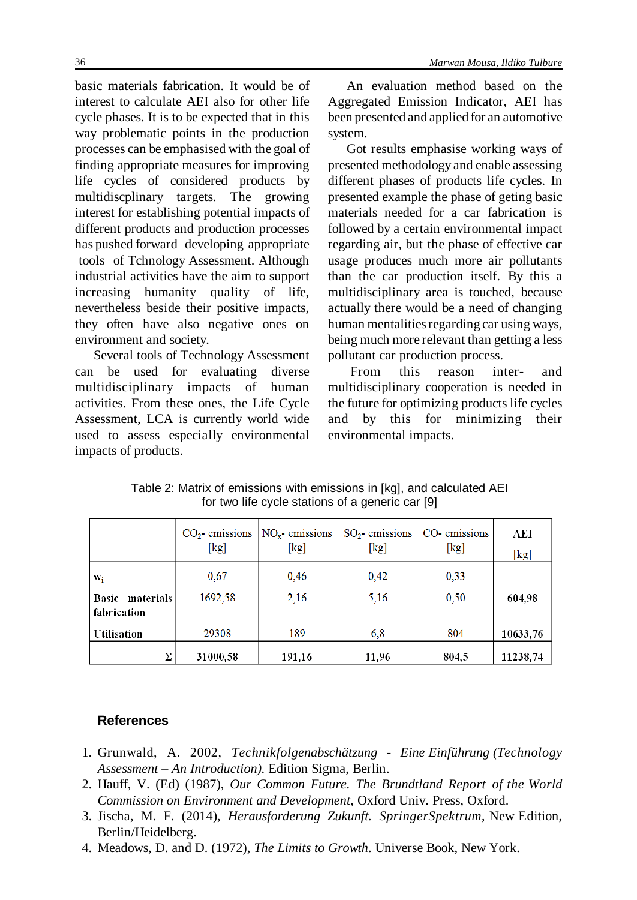basic materials fabrication. It would be of interest to calculate AEI also for other life cycle phases. It is to be expected that in this way problematic points in the production processes can be emphasised with the goal of finding appropriate measures for improving life cycles of considered products by multidiscplinary targets. The growing interest for establishing potential impacts of different products and production processes has pushed forward developing appropriate tools of Tchnology Assessment. Although industrial activities have the aim to support increasing humanity quality of life, nevertheless beside their positive impacts, they often have also negative ones on environment and society.

Several tools of Technology Assessment can be used for evaluating diverse multidisciplinary impacts of human activities. From these ones, the Life Cycle Assessment, LCA is currently world wide used to assess especially environmental impacts of products.

An evaluation method based on the Aggregated Emission Indicator, AEI has been presented and applied for an automotive system.

Got results emphasise working ways of presented methodology and enable assessing different phases of products life cycles. In presented example the phase of geting basic materials needed for a car fabrication is followed by a certain environmental impact regarding air, but the phase of effective car usage produces much more air pollutants than the car production itself. By this a multidisciplinary area is touched, because actually there would be a need of changing human mentalities regarding car using ways, being much more relevant than getting a less pollutant car production process.

From this reason inter- and multidisciplinary cooperation is needed in the future for optimizing products life cycles and by this for minimizing their environmental impacts.

Table 2: Matrix of emissions with emissions in [kg], and calculated AEI for two life cycle stations of a generic car [9]

| | $CO_2$- emissions [kg] | $NO_x$- emissions [kg] | $SO_2$- emissions [kg] | CO- emissions [kg] | AEI [kg] |
|---|---|---|---|---|---|
| $w_i$ | 0,67 | 0,46 | 0,42 | 0,33 | |
| **Basic materials fabrication** | 1692,58 | 2,16 | 5,16 | 0,50 | **604,98** |
| **Utilisation** | 29308 | 189 | 6,8 | 804 | **10633,76** |
| Σ | **31000,58** | **191,16** | **11,96** | **804,5** | **11238,74** |

## References

1. Grunwald, A. 2002, *Technikfolgenabschätzung - Eine Einführung (Technology Assessment – An Introduction).* Edition Sigma, Berlin.
2. Hauff, V. (Ed) (1987), *Our Common Future. The Brundtland Report of the World Commission on Environment and Development*, Oxford Univ. Press, Oxford.
3. Jischa, M. F. (2014), *Herausforderung Zukunft. SpringerSpektrum*, New Edition, Berlin/Heidelberg.
4. Meadows, D. and D. (1972), *The Limits to Growth.* Universe Book, New York.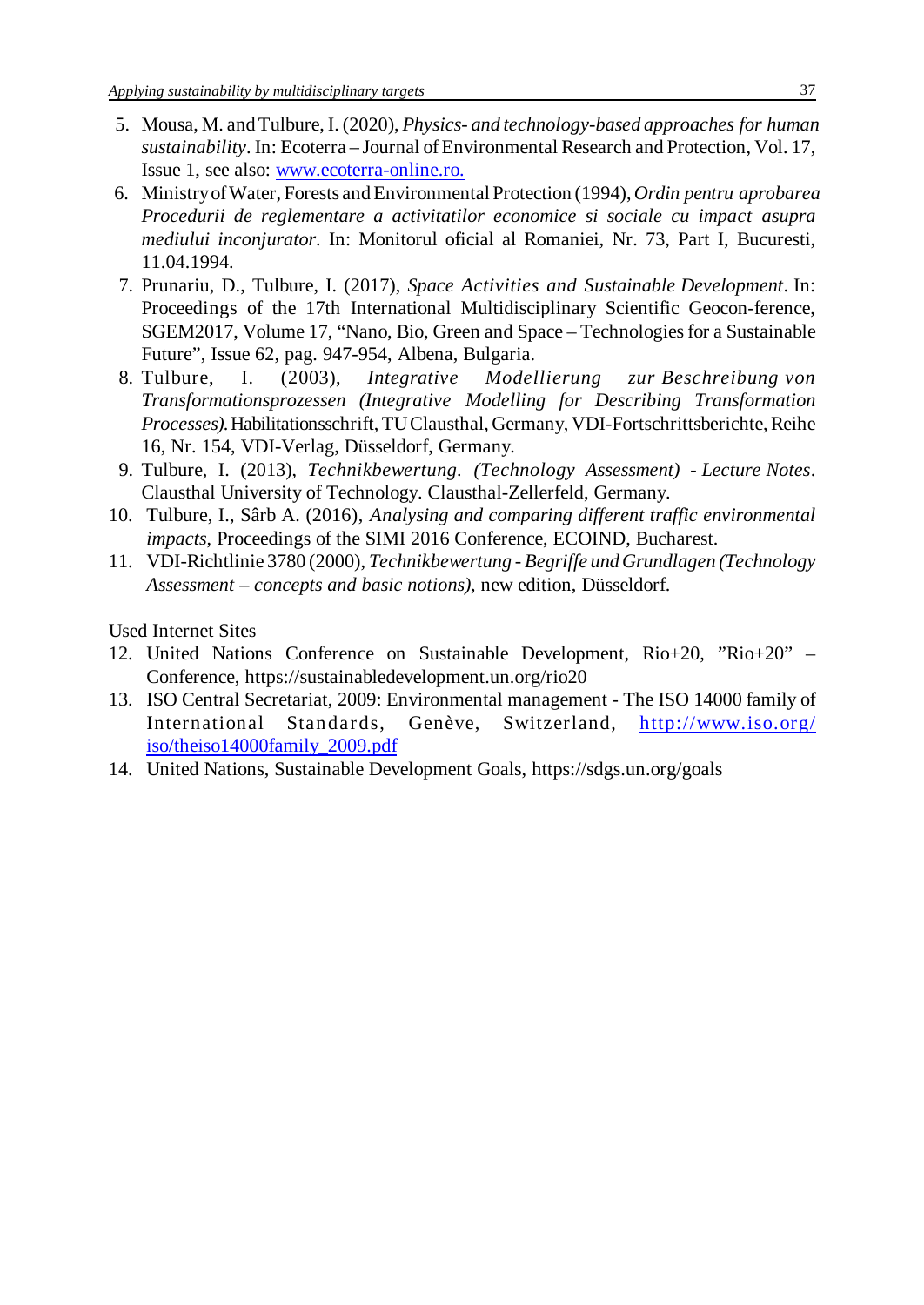5. Mousa, M. and Tulbure, I. (2020), *Physics- and technology-based approaches for human sustainability*. In: Ecoterra – Journal of Environmental Research and Protection, Vol. 17, Issue 1, see also: www.ecoterra-online.ro.
6. Ministry of Water, Forests and Environmental Protection (1994), *Ordin pentru aprobarea Procedurii de reglementare a activitatilor economice si sociale cu impact asupra mediului inconjurator*. In: Monitorul oficial al Romaniei, Nr. 73, Part I, Bucuresti, 11.04.1994.
7. Prunariu, D., Tulbure, I. (2017), *Space Activities and Sustainable Development*. In: Proceedings of the 17th International Multidisciplinary Scientific Geocon-ference, SGEM2017, Volume 17, "Nano, Bio, Green and Space – Technologies for a Sustainable Future", Issue 62, pag. 947-954, Albena, Bulgaria.
8. Tulbure, I. (2003), *Integrative Modellierung zur Beschreibung von Transformationsprozessen (Integrative Modelling for Describing Transformation Processes)*. Habilitationsschrift, TU Clausthal, Germany, VDI-Fortschrittsberichte, Reihe 16, Nr. 154, VDI-Verlag, Düsseldorf, Germany.
9. Tulbure, I. (2013), *Technikbewertung. (Technology Assessment) - Lecture Notes*. Clausthal University of Technology. Clausthal-Zellerfeld, Germany.
10. Tulbure, I., Sârb A. (2016), *Analysing and comparing different traffic environmental impacts*, Proceedings of the SIMI 2016 Conference, ECOIND, Bucharest.
11. VDI-Richtlinie 3780 (2000), *Technikbewertung - Begriffe und Grundlagen (Technology Assessment – concepts and basic notions)*, new edition, Düsseldorf.

Used Internet Sites

12. United Nations Conference on Sustainable Development, Rio+20, "Rio+20" – Conference, https://sustainabledevelopment.un.org/rio20
13. ISO Central Secretariat, 2009: Environmental management - The ISO 14000 family of International Standards, Genève, Switzerland, http://www.iso.org/iso/theiso14000family_2009.pdf
14. United Nations, Sustainable Development Goals, https://sdgs.un.org/goals